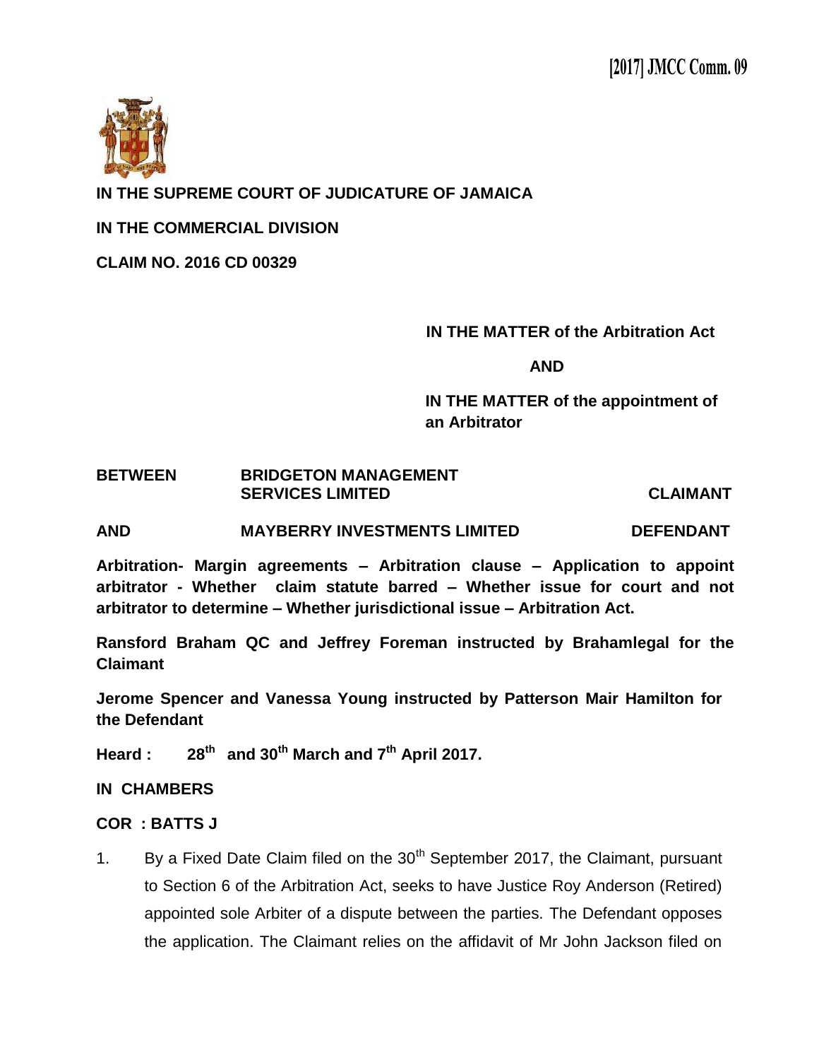**[2017] JMCC Comm. 09**

**IN THE SUPREME COURT OF JUDICATURE OF JAMAICA**

**IN THE COMMERCIAL DIVISION**

**CLAIM NO. 2016 CD 00329**

**IN THE MATTER of the Arbitration Act**

**AND**

**IN THE MATTER of the appointment of an Arbitrator**

**BETWEEN BRIDGETON MANAGEMENT SERVICES LIMITED CLAIMANT**

**AND MAYBERRY INVESTMENTS LIMITED DEFENDANT**

**Arbitration- Margin agreements – Arbitration clause – Application to appoint arbitrator - Whether claim statute barred – Whether issue for court and not arbitrator to determine – Whether jurisdictional issue – Arbitration Act.**

**Ransford Braham QC and Jeffrey Foreman instructed by Brahamlegal for the Claimant**

**Jerome Spencer and Vanessa Young instructed by Patterson Mair Hamilton for the Defendant**

**Heard : 28th and 30th March and 7th April 2017.**

**IN CHAMBERS**

**COR : BATTS J**

1. By a Fixed Date Claim filed on the 30th September 2017, the Claimant, pursuant to Section 6 of the Arbitration Act, seeks to have Justice Roy Anderson (Retired) appointed sole Arbiter of a dispute between the parties. The Defendant opposes the application. The Claimant relies on the affidavit of Mr John Jackson filed on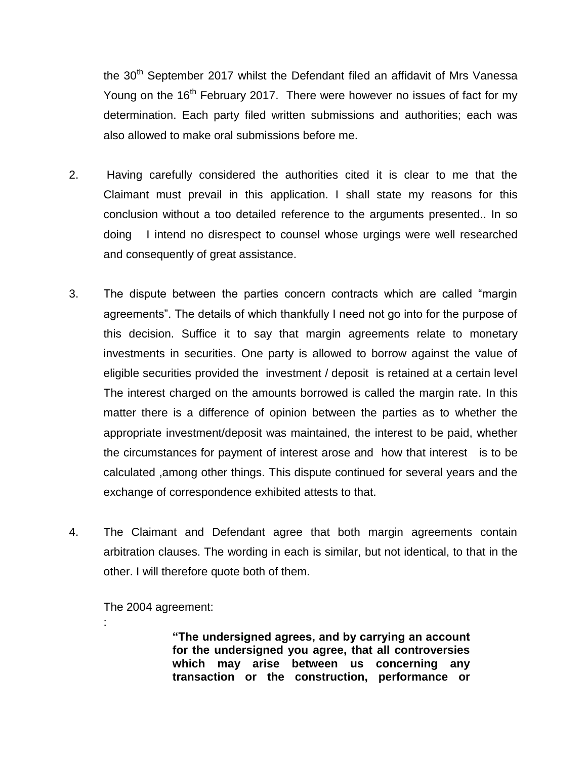the 30th September 2017 whilst the Defendant filed an affidavit of Mrs Vanessa Young on the 16th February 2017. There were however no issues of fact for my determination. Each party filed written submissions and authorities; each was also allowed to make oral submissions before me.

2. Having carefully considered the authorities cited it is clear to me that the Claimant must prevail in this application. I shall state my reasons for this conclusion without a too detailed reference to the arguments presented.. In so doing I intend no disrespect to counsel whose urgings were well researched and consequently of great assistance.

3. The dispute between the parties concern contracts which are called "margin agreements". The details of which thankfully I need not go into for the purpose of this decision. Suffice it to say that margin agreements relate to monetary investments in securities. One party is allowed to borrow against the value of eligible securities provided the investment / deposit is retained at a certain level The interest charged on the amounts borrowed is called the margin rate. In this matter there is a difference of opinion between the parties as to whether the appropriate investment/deposit was maintained, the interest to be paid, whether the circumstances for payment of interest arose and how that interest is to be calculated ,among other things. This dispute continued for several years and the exchange of correspondence exhibited attests to that.

4. The Claimant and Defendant agree that both margin agreements contain arbitration clauses. The wording in each is similar, but not identical, to that in the other. I will therefore quote both of them.

The 2004 agreement:

:

> **"The undersigned agrees, and by carrying an account for the undersigned you agree, that all controversies which may arise between us concerning any transaction or the construction, performance or**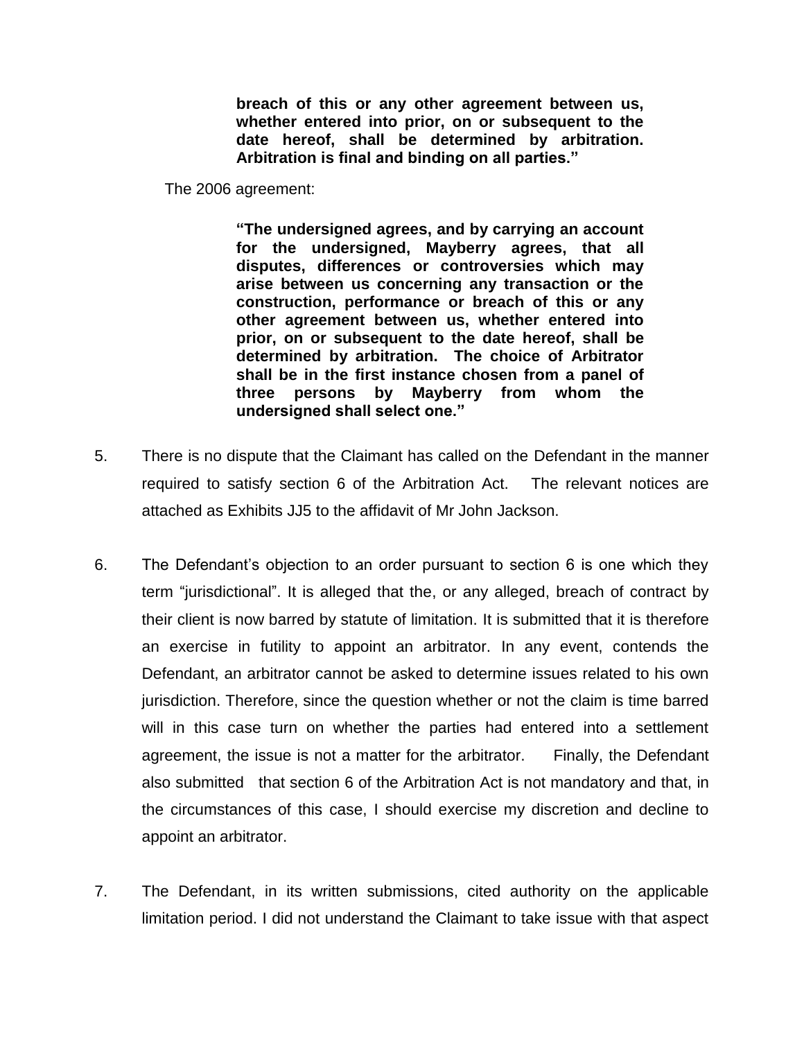> **breach of this or any other agreement between us, whether entered into prior, on or subsequent to the date hereof, shall be determined by arbitration. Arbitration is final and binding on all parties."**

The 2006 agreement:

> **"The undersigned agrees, and by carrying an account for the undersigned, Mayberry agrees, that all disputes, differences or controversies which may arise between us concerning any transaction or the construction, performance or breach of this or any other agreement between us, whether entered into prior, on or subsequent to the date hereof, shall be determined by arbitration. The choice of Arbitrator shall be in the first instance chosen from a panel of three persons by Mayberry from whom the undersigned shall select one."**

5. There is no dispute that the Claimant has called on the Defendant in the manner required to satisfy section 6 of the Arbitration Act. The relevant notices are attached as Exhibits JJ5 to the affidavit of Mr John Jackson.

6. The Defendant's objection to an order pursuant to section 6 is one which they term "jurisdictional". It is alleged that the, or any alleged, breach of contract by their client is now barred by statute of limitation. It is submitted that it is therefore an exercise in futility to appoint an arbitrator. In any event, contends the Defendant, an arbitrator cannot be asked to determine issues related to his own jurisdiction. Therefore, since the question whether or not the claim is time barred will in this case turn on whether the parties had entered into a settlement agreement, the issue is not a matter for the arbitrator. Finally, the Defendant also submitted that section 6 of the Arbitration Act is not mandatory and that, in the circumstances of this case, I should exercise my discretion and decline to appoint an arbitrator.

7. The Defendant, in its written submissions, cited authority on the applicable limitation period. I did not understand the Claimant to take issue with that aspect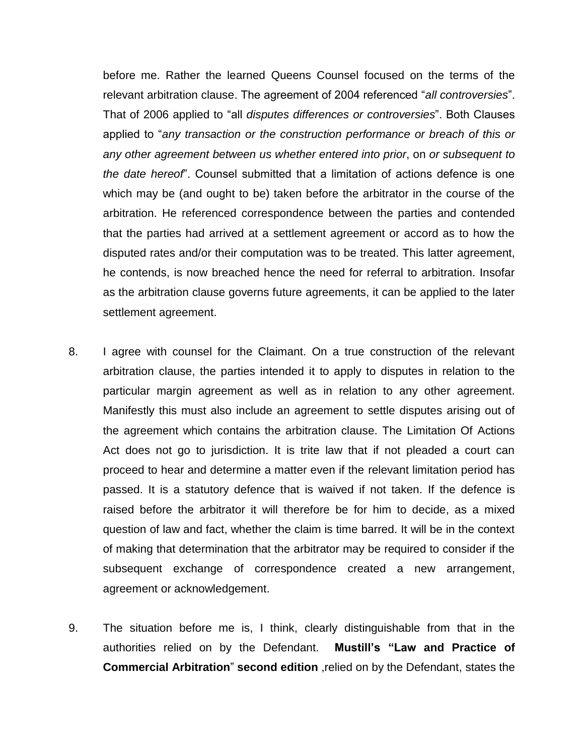before me. Rather the learned Queens Counsel focused on the terms of the relevant arbitration clause. The agreement of 2004 referenced "*all controversies*". That of 2006 applied to "all *disputes differences or controversies*". Both Clauses applied to "*any transaction or the construction performance or breach of this or any other agreement between us whether entered into prior*, on *or subsequent to the date hereof*". Counsel submitted that a limitation of actions defence is one which may be (and ought to be) taken before the arbitrator in the course of the arbitration. He referenced correspondence between the parties and contended that the parties had arrived at a settlement agreement or accord as to how the disputed rates and/or their computation was to be treated. This latter agreement, he contends, is now breached hence the need for referral to arbitration. Insofar as the arbitration clause governs future agreements, it can be applied to the later settlement agreement.

8. I agree with counsel for the Claimant. On a true construction of the relevant arbitration clause, the parties intended it to apply to disputes in relation to the particular margin agreement as well as in relation to any other agreement. Manifestly this must also include an agreement to settle disputes arising out of the agreement which contains the arbitration clause. The Limitation Of Actions Act does not go to jurisdiction. It is trite law that if not pleaded a court can proceed to hear and determine a matter even if the relevant limitation period has passed. It is a statutory defence that is waived if not taken. If the defence is raised before the arbitrator it will therefore be for him to decide, as a mixed question of law and fact, whether the claim is time barred. It will be in the context of making that determination that the arbitrator may be required to consider if the subsequent exchange of correspondence created a new arrangement, agreement or acknowledgement.

9. The situation before me is, I think, clearly distinguishable from that in the authorities relied on by the Defendant. **Mustill's "Law and Practice of Commercial Arbitration" second edition** ,relied on by the Defendant, states the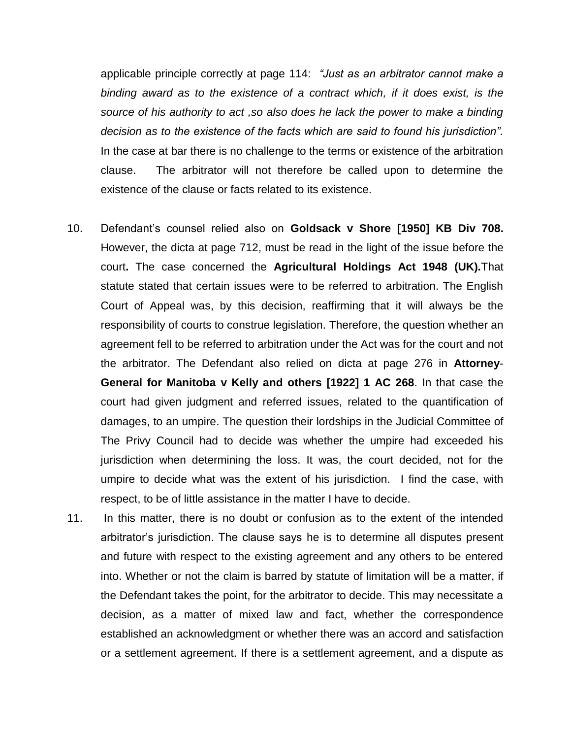applicable principle correctly at page 114: *"Just as an arbitrator cannot make a binding award as to the existence of a contract which, if it does exist, is the source of his authority to act ,so also does he lack the power to make a binding decision as to the existence of the facts which are said to found his jurisdiction".* In the case at bar there is no challenge to the terms or existence of the arbitration clause. The arbitrator will not therefore be called upon to determine the existence of the clause or facts related to its existence.

10. Defendant's counsel relied also on **Goldsack v Shore [1950] KB Div 708.** However, the dicta at page 712, must be read in the light of the issue before the court**.** The case concerned the **Agricultural Holdings Act 1948 (UK).**That statute stated that certain issues were to be referred to arbitration. The English Court of Appeal was, by this decision, reaffirming that it will always be the responsibility of courts to construe legislation. Therefore, the question whether an agreement fell to be referred to arbitration under the Act was for the court and not the arbitrator. The Defendant also relied on dicta at page 276 in **Attorney-General for Manitoba v Kelly and others [1922] 1 AC 268**. In that case the court had given judgment and referred issues, related to the quantification of damages, to an umpire. The question their lordships in the Judicial Committee of The Privy Council had to decide was whether the umpire had exceeded his jurisdiction when determining the loss. It was, the court decided, not for the umpire to decide what was the extent of his jurisdiction. I find the case, with respect, to be of little assistance in the matter I have to decide.

11. In this matter, there is no doubt or confusion as to the extent of the intended arbitrator's jurisdiction. The clause says he is to determine all disputes present and future with respect to the existing agreement and any others to be entered into. Whether or not the claim is barred by statute of limitation will be a matter, if the Defendant takes the point, for the arbitrator to decide. This may necessitate a decision, as a matter of mixed law and fact, whether the correspondence established an acknowledgment or whether there was an accord and satisfaction or a settlement agreement. If there is a settlement agreement, and a dispute as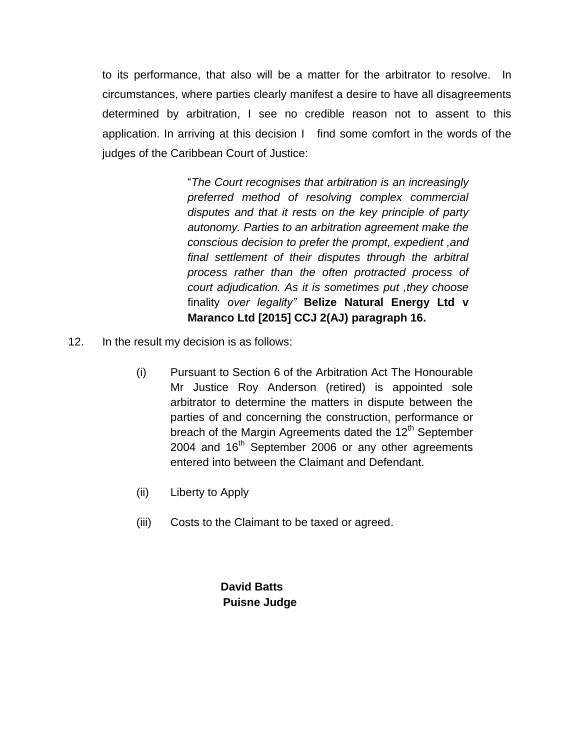to its performance, that also will be a matter for the arbitrator to resolve. In circumstances, where parties clearly manifest a desire to have all disagreements determined by arbitration, I see no credible reason not to assent to this application. In arriving at this decision I find some comfort in the words of the judges of the Caribbean Court of Justice:

> "*The Court recognises that arbitration is an increasingly preferred method of resolving complex commercial disputes and that it rests on the key principle of party autonomy. Parties to an arbitration agreement make the conscious decision to prefer the prompt, expedient ,and final settlement of their disputes through the arbitral process rather than the often protracted process of court adjudication. As it is sometimes put ,they choose* finality *over legality"* **Belize Natural Energy Ltd v Maranco Ltd [2015] CCJ 2(AJ) paragraph 16.**

12. In the result my decision is as follows:

    (i) Pursuant to Section 6 of the Arbitration Act The Honourable Mr Justice Roy Anderson (retired) is appointed sole arbitrator to determine the matters in dispute between the parties of and concerning the construction, performance or breach of the Margin Agreements dated the 12th September 2004 and 16th September 2006 or any other agreements entered into between the Claimant and Defendant.

    (ii) Liberty to Apply

    (iii) Costs to the Claimant to be taxed or agreed.

**David Batts**
**Puisne Judge**